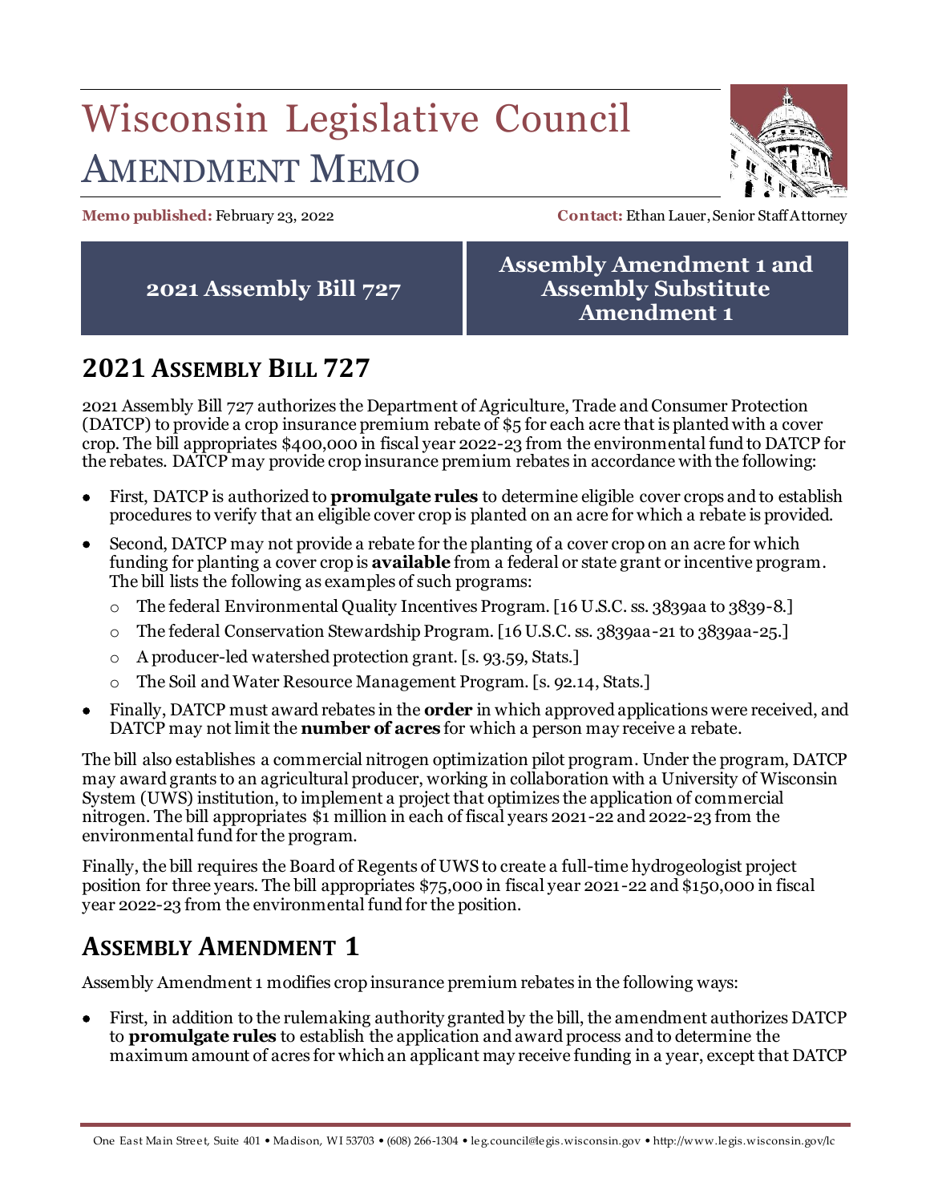# Wisconsin Legislative Council

# AMENDMENT MEMO

**Memo published:** February 23, 2022 **Contact:** Ethan Lauer, Senior Staff Attorney

| 2021 Assembly Bill 727 | Assembly Amendment 1 and Assembly Substitute Amendment 1 |
|---|---|

## 2021 ASSEMBLY BILL 727

2021 Assembly Bill 727 authorizes the Department of Agriculture, Trade and Consumer Protection (DATCP) to provide a crop insurance premium rebate of $5 for each acre that is planted with a cover crop. The bill appropriates $400,000 in fiscal year 2022-23 from the environmental fund to DATCP for the rebates. DATCP may provide crop insurance premium rebates in accordance with the following:

- First, DATCP is authorized to **promulgate rules** to determine eligible cover crops and to establish procedures to verify that an eligible cover crop is planted on an acre for which a rebate is provided.
- Second, DATCP may not provide a rebate for the planting of a cover crop on an acre for which funding for planting a cover crop is **available** from a federal or state grant or incentive program. The bill lists the following as examples of such programs:
  - The federal Environmental Quality Incentives Program. [16 U.S.C. ss. 3839aa to 3839-8.]
  - The federal Conservation Stewardship Program. [16 U.S.C. ss. 3839aa-21 to 3839aa-25.]
  - A producer-led watershed protection grant. [s. 93.59, Stats.]
  - The Soil and Water Resource Management Program. [s. 92.14, Stats.]
- Finally, DATCP must award rebates in the **order** in which approved applications were received, and DATCP may not limit the **number of acres** for which a person may receive a rebate.

The bill also establishes a commercial nitrogen optimization pilot program. Under the program, DATCP may award grants to an agricultural producer, working in collaboration with a University of Wisconsin System (UWS) institution, to implement a project that optimizes the application of commercial nitrogen. The bill appropriates $1 million in each of fiscal years 2021-22 and 2022-23 from the environmental fund for the program.

Finally, the bill requires the Board of Regents of UWS to create a full-time hydrogeologist project position for three years. The bill appropriates $75,000 in fiscal year 2021-22 and $150,000 in fiscal year 2022-23 from the environmental fund for the position.

## ASSEMBLY AMENDMENT 1

Assembly Amendment 1 modifies crop insurance premium rebates in the following ways:

- First, in addition to the rulemaking authority granted by the bill, the amendment authorizes DATCP to **promulgate rules** to establish the application and award process and to determine the maximum amount of acres for which an applicant may receive funding in a year, except that DATCP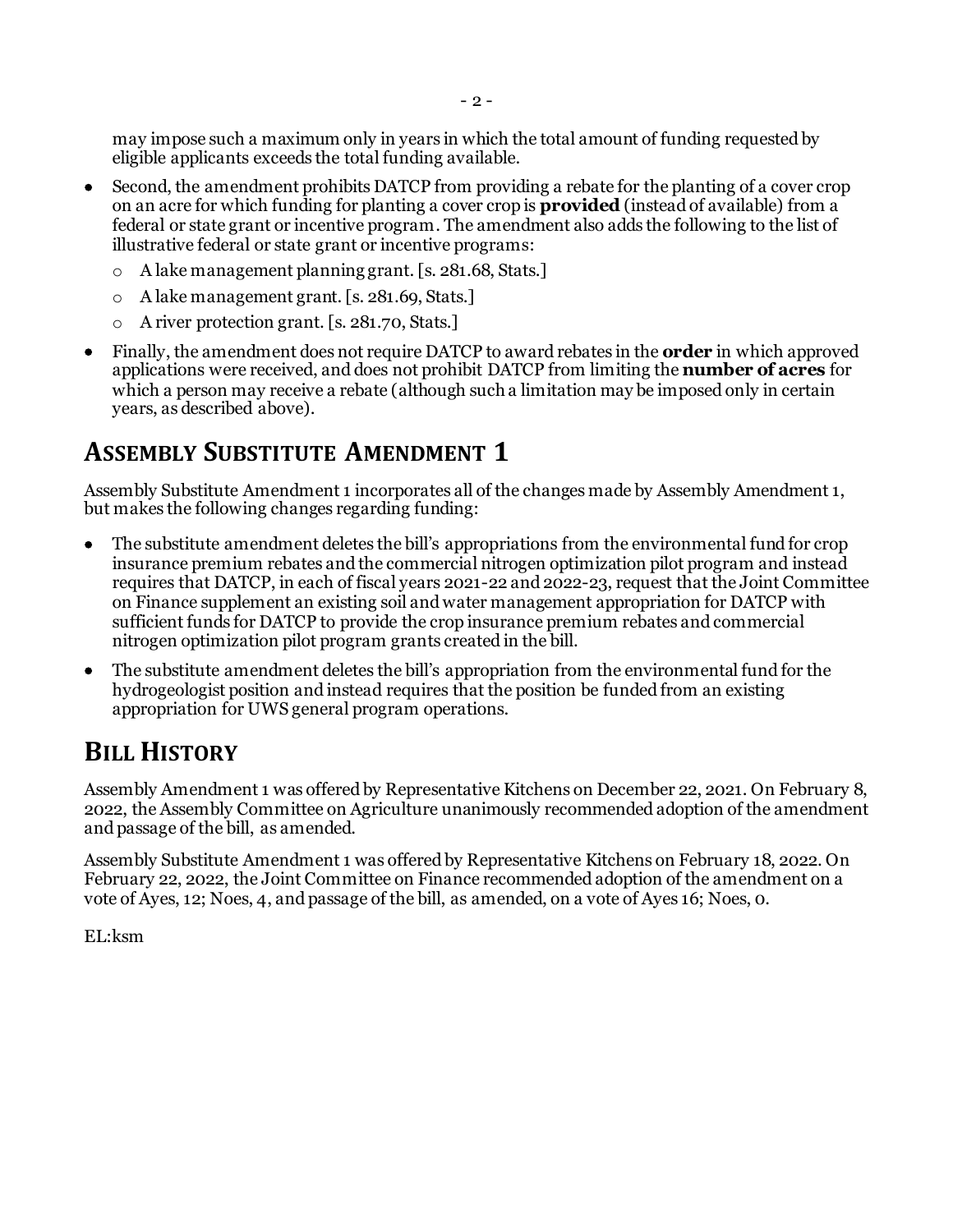may impose such a maximum only in years in which the total amount of funding requested by eligible applicants exceeds the total funding available.

- Second, the amendment prohibits DATCP from providing a rebate for the planting of a cover crop on an acre for which funding for planting a cover crop is **provided** (instead of available) from a federal or state grant or incentive program. The amendment also adds the following to the list of illustrative federal or state grant or incentive programs:
  - A lake management planning grant. [s. 281.68, Stats.]
  - A lake management grant. [s. 281.69, Stats.]
  - A river protection grant. [s. 281.70, Stats.]
- Finally, the amendment does not require DATCP to award rebates in the **order** in which approved applications were received, and does not prohibit DATCP from limiting the **number of acres** for which a person may receive a rebate (although such a limitation may be imposed only in certain years, as described above).

## ASSEMBLY SUBSTITUTE AMENDMENT 1

Assembly Substitute Amendment 1 incorporates all of the changes made by Assembly Amendment 1, but makes the following changes regarding funding:

- The substitute amendment deletes the bill's appropriations from the environmental fund for crop insurance premium rebates and the commercial nitrogen optimization pilot program and instead requires that DATCP, in each of fiscal years 2021-22 and 2022-23, request that the Joint Committee on Finance supplement an existing soil and water management appropriation for DATCP with sufficient funds for DATCP to provide the crop insurance premium rebates and commercial nitrogen optimization pilot program grants created in the bill.
- The substitute amendment deletes the bill's appropriation from the environmental fund for the hydrogeologist position and instead requires that the position be funded from an existing appropriation for UWS general program operations.

## BILL HISTORY

Assembly Amendment 1 was offered by Representative Kitchens on December 22, 2021. On February 8, 2022, the Assembly Committee on Agriculture unanimously recommended adoption of the amendment and passage of the bill, as amended.

Assembly Substitute Amendment 1 was offered by Representative Kitchens on February 18, 2022. On February 22, 2022, the Joint Committee on Finance recommended adoption of the amendment on a vote of Ayes, 12; Noes, 4, and passage of the bill, as amended, on a vote of Ayes 16; Noes, 0.

EL:ksm